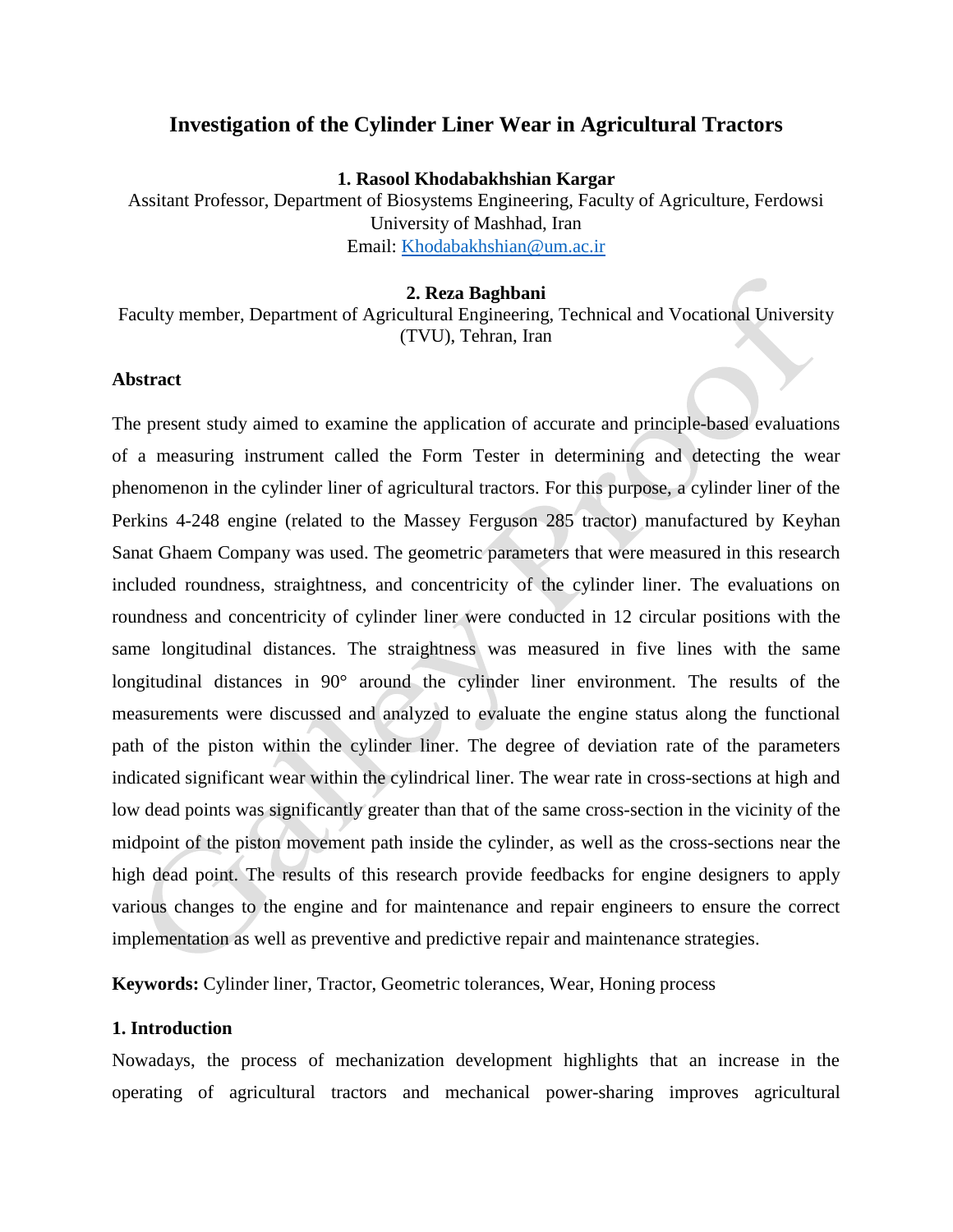# Investigation of the Cylinder Liner Wear in Agricultural Tractors

**1. Rasool Khodabakhshian Kargar**

Assitant Professor, Department of Biosystems Engineering, Faculty of Agriculture, Ferdowsi University of Mashhad, Iran

Email: Khodabakhshian@um.ac.ir

**2. Reza Baghbani**

Faculty member, Department of Agricultural Engineering, Technical and Vocational University (TVU), Tehran, Iran

## Abstract

The present study aimed to examine the application of accurate and principle-based evaluations of a measuring instrument called the Form Tester in determining and detecting the wear phenomenon in the cylinder liner of agricultural tractors. For this purpose, a cylinder liner of the Perkins 4-248 engine (related to the Massey Ferguson 285 tractor) manufactured by Keyhan Sanat Ghaem Company was used. The geometric parameters that were measured in this research included roundness, straightness, and concentricity of the cylinder liner. The evaluations on roundness and concentricity of cylinder liner were conducted in 12 circular positions with the same longitudinal distances. The straightness was measured in five lines with the same longitudinal distances in 90° around the cylinder liner environment. The results of the measurements were discussed and analyzed to evaluate the engine status along the functional path of the piston within the cylinder liner. The degree of deviation rate of the parameters indicated significant wear within the cylindrical liner. The wear rate in cross-sections at high and low dead points was significantly greater than that of the same cross-section in the vicinity of the midpoint of the piston movement path inside the cylinder, as well as the cross-sections near the high dead point. The results of this research provide feedbacks for engine designers to apply various changes to the engine and for maintenance and repair engineers to ensure the correct implementation as well as preventive and predictive repair and maintenance strategies.

**Keywords:** Cylinder liner, Tractor, Geometric tolerances, Wear, Honing process

## 1. Introduction

Nowadays, the process of mechanization development highlights that an increase in the operating of agricultural tractors and mechanical power-sharing improves agricultural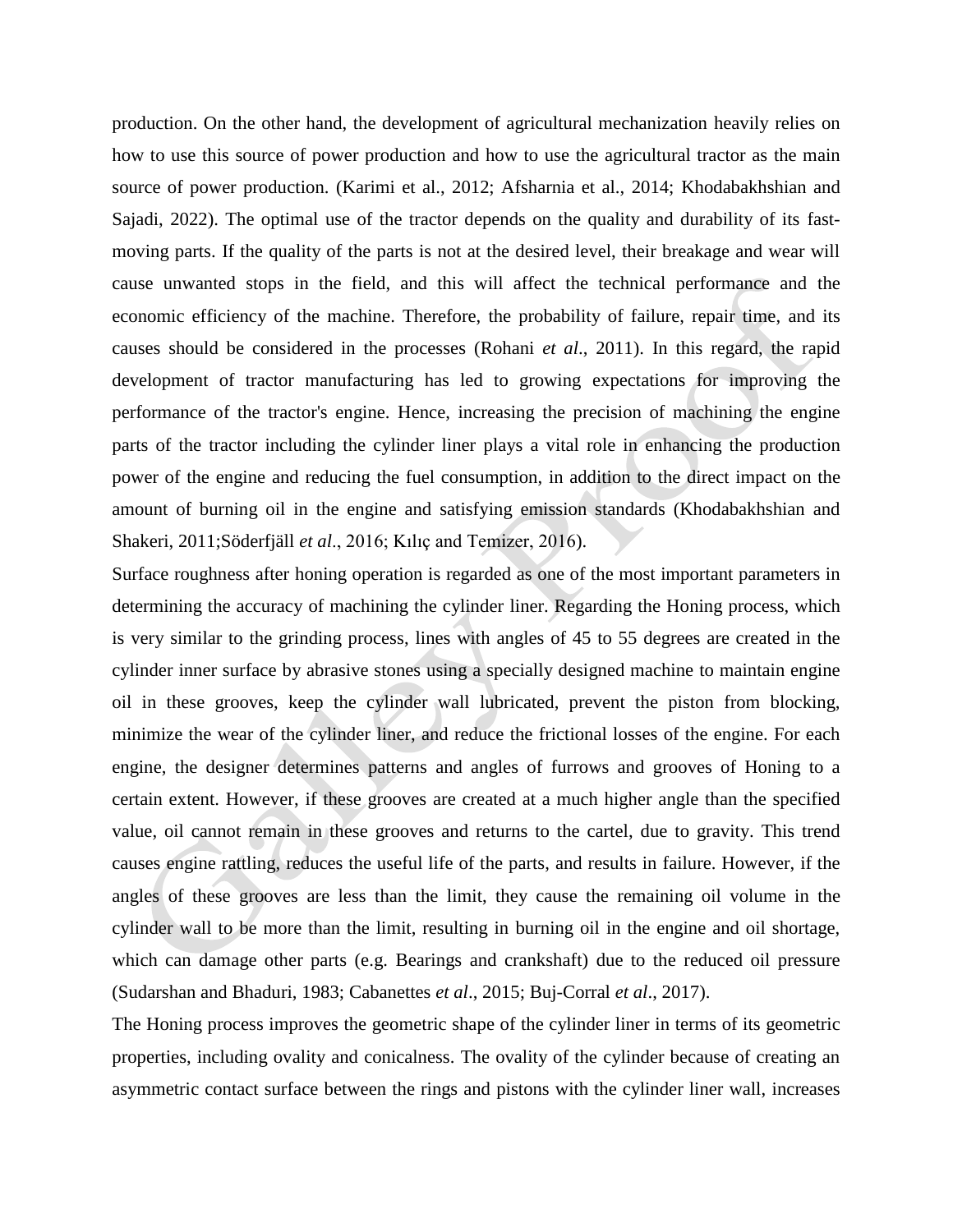production. On the other hand, the development of agricultural mechanization heavily relies on how to use this source of power production and how to use the agricultural tractor as the main source of power production. (Karimi et al., 2012; Afsharnia et al., 2014; Khodabakhshian and Sajadi, 2022). The optimal use of the tractor depends on the quality and durability of its fast-moving parts. If the quality of the parts is not at the desired level, their breakage and wear will cause unwanted stops in the field, and this will affect the technical performance and the economic efficiency of the machine. Therefore, the probability of failure, repair time, and its causes should be considered in the processes (Rohani *et al*., 2011). In this regard, the rapid development of tractor manufacturing has led to growing expectations for improving the performance of the tractor's engine. Hence, increasing the precision of machining the engine parts of the tractor including the cylinder liner plays a vital role in enhancing the production power of the engine and reducing the fuel consumption, in addition to the direct impact on the amount of burning oil in the engine and satisfying emission standards (Khodabakhshian and Shakeri, 2011;Söderfjäll *et al*., 2016; Kılıç and Temizer, 2016).

Surface roughness after honing operation is regarded as one of the most important parameters in determining the accuracy of machining the cylinder liner. Regarding the Honing process, which is very similar to the grinding process, lines with angles of 45 to 55 degrees are created in the cylinder inner surface by abrasive stones using a specially designed machine to maintain engine oil in these grooves, keep the cylinder wall lubricated, prevent the piston from blocking, minimize the wear of the cylinder liner, and reduce the frictional losses of the engine. For each engine, the designer determines patterns and angles of furrows and grooves of Honing to a certain extent. However, if these grooves are created at a much higher angle than the specified value, oil cannot remain in these grooves and returns to the cartel, due to gravity. This trend causes engine rattling, reduces the useful life of the parts, and results in failure. However, if the angles of these grooves are less than the limit, they cause the remaining oil volume in the cylinder wall to be more than the limit, resulting in burning oil in the engine and oil shortage, which can damage other parts (e.g. Bearings and crankshaft) due to the reduced oil pressure (Sudarshan and Bhaduri, 1983; Cabanettes *et al*., 2015; Buj-Corral *et al*., 2017).

The Honing process improves the geometric shape of the cylinder liner in terms of its geometric properties, including ovality and conicalness. The ovality of the cylinder because of creating an asymmetric contact surface between the rings and pistons with the cylinder liner wall, increases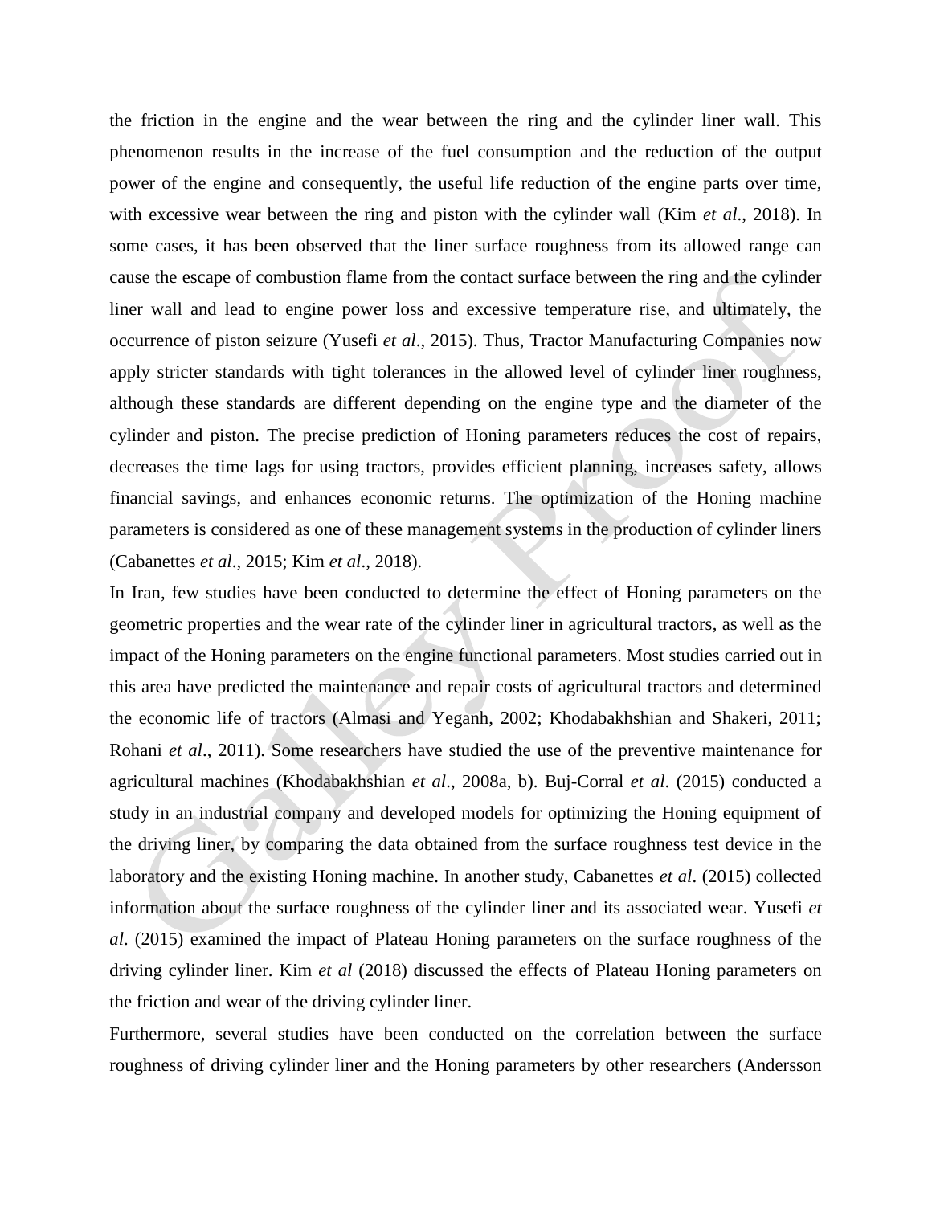the friction in the engine and the wear between the ring and the cylinder liner wall. This phenomenon results in the increase of the fuel consumption and the reduction of the output power of the engine and consequently, the useful life reduction of the engine parts over time, with excessive wear between the ring and piston with the cylinder wall (Kim *et al*., 2018). In some cases, it has been observed that the liner surface roughness from its allowed range can cause the escape of combustion flame from the contact surface between the ring and the cylinder liner wall and lead to engine power loss and excessive temperature rise, and ultimately, the occurrence of piston seizure (Yusefi *et al*., 2015). Thus, Tractor Manufacturing Companies now apply stricter standards with tight tolerances in the allowed level of cylinder liner roughness, although these standards are different depending on the engine type and the diameter of the cylinder and piston. The precise prediction of Honing parameters reduces the cost of repairs, decreases the time lags for using tractors, provides efficient planning, increases safety, allows financial savings, and enhances economic returns. The optimization of the Honing machine parameters is considered as one of these management systems in the production of cylinder liners (Cabanettes *et al*., 2015; Kim *et al*., 2018).

In Iran, few studies have been conducted to determine the effect of Honing parameters on the geometric properties and the wear rate of the cylinder liner in agricultural tractors, as well as the impact of the Honing parameters on the engine functional parameters. Most studies carried out in this area have predicted the maintenance and repair costs of agricultural tractors and determined the economic life of tractors (Almasi and Yeganh, 2002; Khodabakhshian and Shakeri, 2011; Rohani *et al*., 2011). Some researchers have studied the use of the preventive maintenance for agricultural machines (Khodabakhshian *et al*., 2008a, b). Buj-Corral *et al*. (2015) conducted a study in an industrial company and developed models for optimizing the Honing equipment of the driving liner, by comparing the data obtained from the surface roughness test device in the laboratory and the existing Honing machine. In another study, Cabanettes *et al*. (2015) collected information about the surface roughness of the cylinder liner and its associated wear. Yusefi *et al*. (2015) examined the impact of Plateau Honing parameters on the surface roughness of the driving cylinder liner. Kim *et al* (2018) discussed the effects of Plateau Honing parameters on the friction and wear of the driving cylinder liner.

Furthermore, several studies have been conducted on the correlation between the surface roughness of driving cylinder liner and the Honing parameters by other researchers (Andersson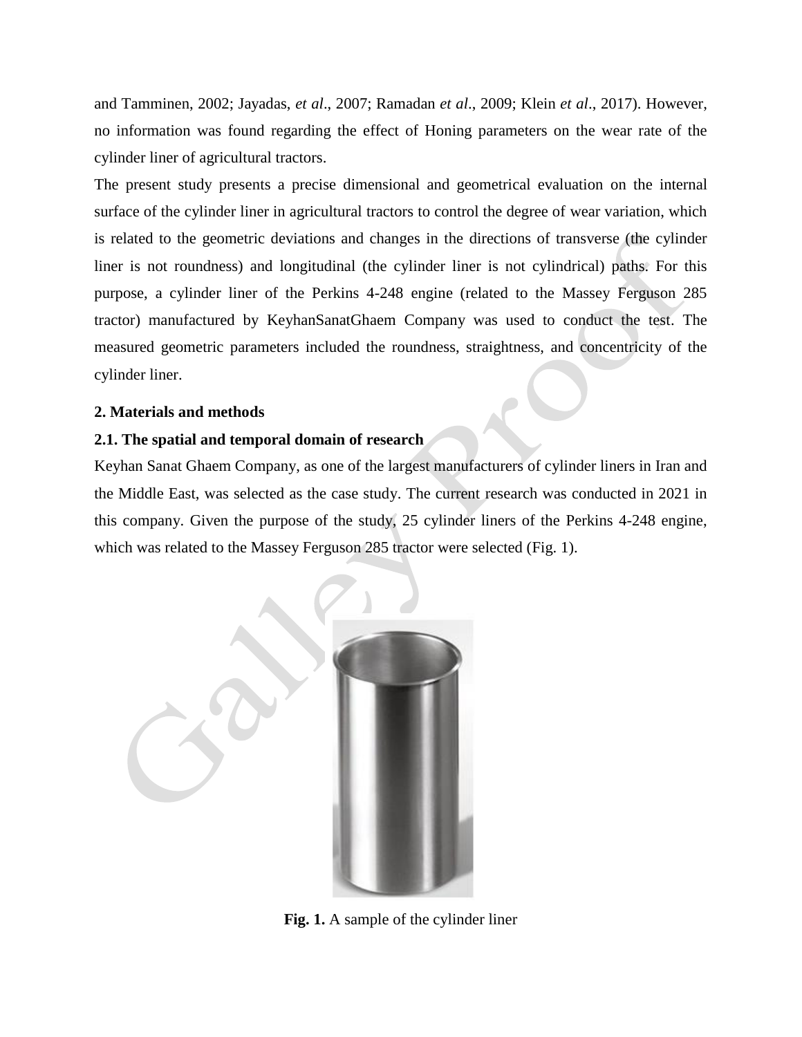and Tamminen, 2002; Jayadas, *et al*., 2007; Ramadan *et al*., 2009; Klein *et al*., 2017). However, no information was found regarding the effect of Honing parameters on the wear rate of the cylinder liner of agricultural tractors.

The present study presents a precise dimensional and geometrical evaluation on the internal surface of the cylinder liner in agricultural tractors to control the degree of wear variation, which is related to the geometric deviations and changes in the directions of transverse (the cylinder liner is not roundness) and longitudinal (the cylinder liner is not cylindrical) paths. For this purpose, a cylinder liner of the Perkins 4-248 engine (related to the Massey Ferguson 285 tractor) manufactured by KeyhanSanatGhaem Company was used to conduct the test. The measured geometric parameters included the roundness, straightness, and concentricity of the cylinder liner.

## 2. Materials and methods

### 2.1. The spatial and temporal domain of research

Keyhan Sanat Ghaem Company, as one of the largest manufacturers of cylinder liners in Iran and the Middle East, was selected as the case study. The current research was conducted in 2021 in this company. Given the purpose of the study, 25 cylinder liners of the Perkins 4-248 engine, which was related to the Massey Ferguson 285 tractor were selected (Fig. 1).

**Fig. 1.** A sample of the cylinder liner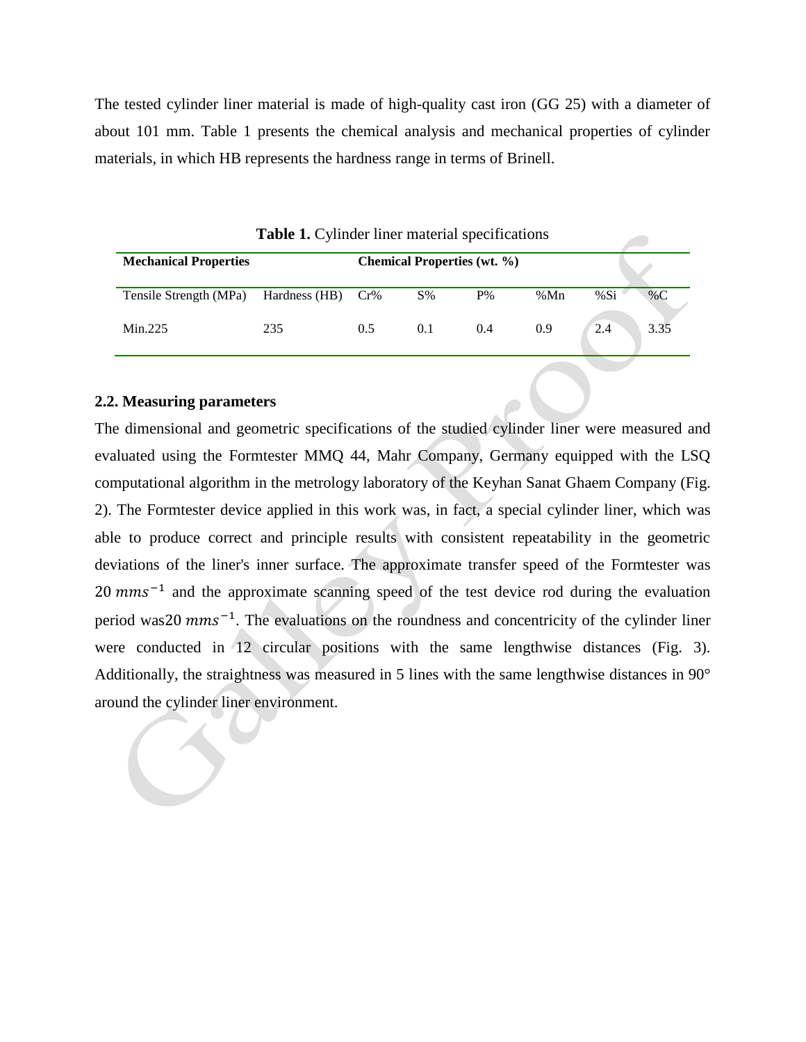The tested cylinder liner material is made of high-quality cast iron (GG 25) with a diameter of about 101 mm. Table 1 presents the chemical analysis and mechanical properties of cylinder materials, in which HB represents the hardness range in terms of Brinell.

**Table 1.** Cylinder liner material specifications

| **Mechanical Properties** | | **Chemical Properties (wt. %)** | | | | | |
|---|---|---|---|---|---|---|---|
| Tensile Strength (MPa) | Hardness (HB) | Cr% | S% | P% | %Mn | %Si | %C |
| Min.225 | 235 | 0.5 | 0.1 | 0.4 | 0.9 | 2.4 | 3.35 |

## 2.2. Measuring parameters

The dimensional and geometric specifications of the studied cylinder liner were measured and evaluated using the Formtester MMQ 44, Mahr Company, Germany equipped with the LSQ computational algorithm in the metrology laboratory of the Keyhan Sanat Ghaem Company (Fig. 2). The Formtester device applied in this work was, in fact, a special cylinder liner, which was able to produce correct and principle results with consistent repeatability in the geometric deviations of the liner's inner surface. The approximate transfer speed of the Formtester was $20\ mms^{-1}$ and the approximate scanning speed of the test device rod during the evaluation period was$20\ mms^{-1}$. The evaluations on the roundness and concentricity of the cylinder liner were conducted in 12 circular positions with the same lengthwise distances (Fig. 3). Additionally, the straightness was measured in 5 lines with the same lengthwise distances in 90° around the cylinder liner environment.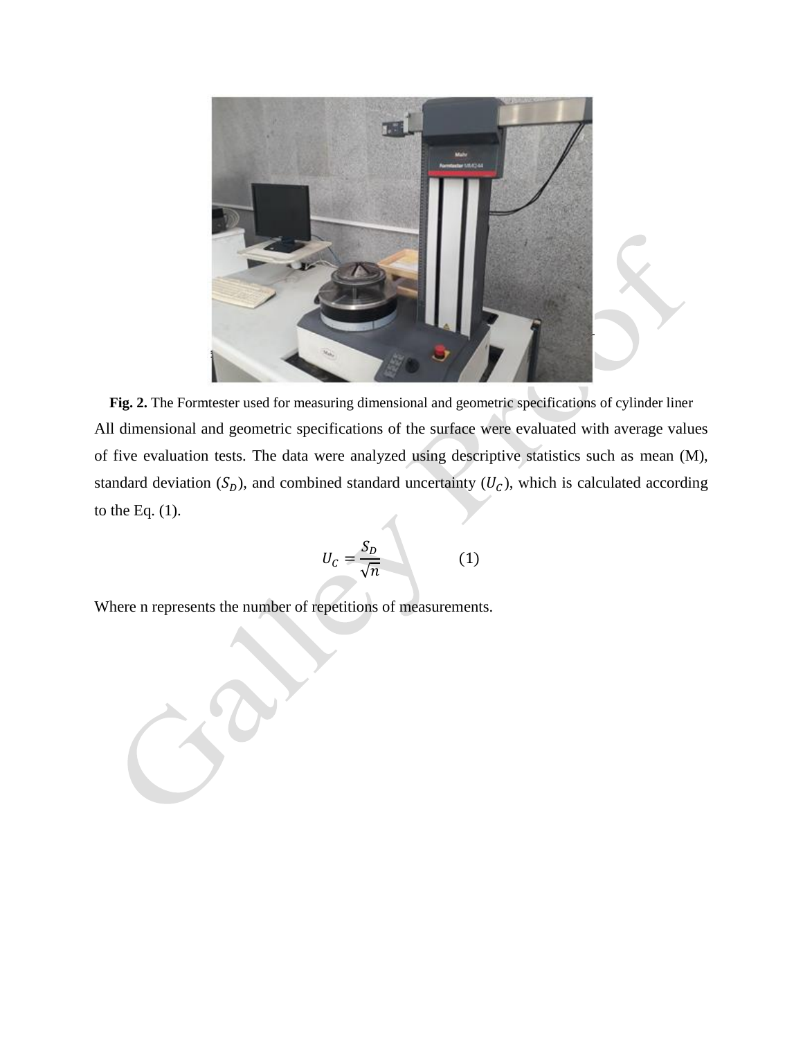**Fig. 2.** The Formtester used for measuring dimensional and geometric specifications of cylinder liner

All dimensional and geometric specifications of the surface were evaluated with average values of five evaluation tests. The data were analyzed using descriptive statistics such as mean (M), standard deviation ($S_D$), and combined standard uncertainty ($U_C$), which is calculated according to the Eq. (1).

$$U_C = \frac{S_D}{\sqrt{n}} \qquad (1)$$

Where n represents the number of repetitions of measurements.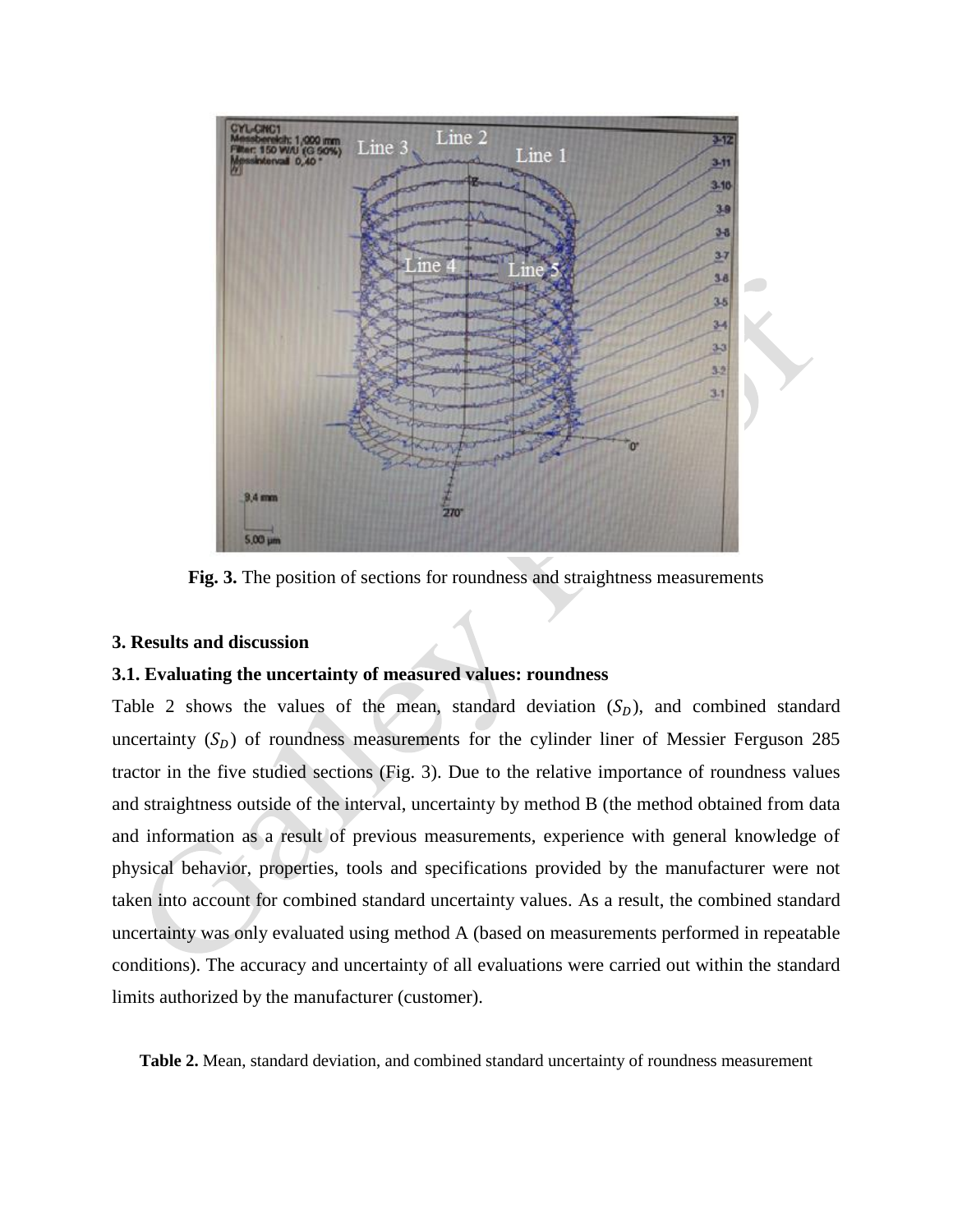**Fig. 3.** The position of sections for roundness and straightness measurements

## 3. Results and discussion

### 3.1. Evaluating the uncertainty of measured values: roundness

Table 2 shows the values of the mean, standard deviation ($S_D$), and combined standard uncertainty ($S_D$) of roundness measurements for the cylinder liner of Messier Ferguson 285 tractor in the five studied sections (Fig. 3). Due to the relative importance of roundness values and straightness outside of the interval, uncertainty by method B (the method obtained from data and information as a result of previous measurements, experience with general knowledge of physical behavior, properties, tools and specifications provided by the manufacturer were not taken into account for combined standard uncertainty values. As a result, the combined standard uncertainty was only evaluated using method A (based on measurements performed in repeatable conditions). The accuracy and uncertainty of all evaluations were carried out within the standard limits authorized by the manufacturer (customer).

**Table 2.** Mean, standard deviation, and combined standard uncertainty of roundness measurement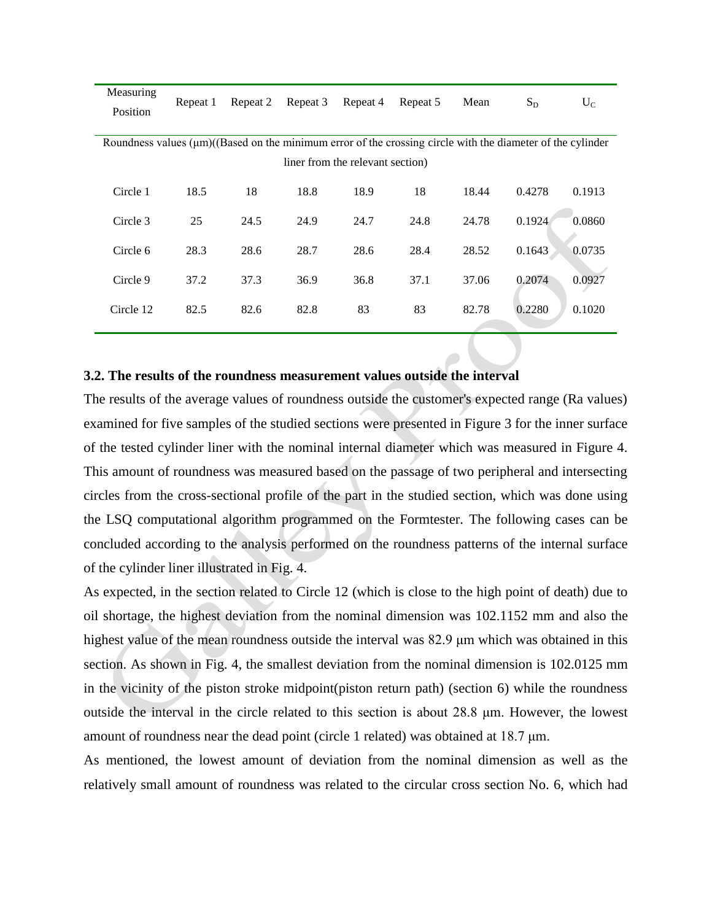| Measuring Position | Repeat 1 | Repeat 2 | Repeat 3 | Repeat 4 | Repeat 5 | Mean | $S_D$ | $U_C$ |
|---|---|---|---|---|---|---|---|---|
| Roundness values (μm)((Based on the minimum error of the crossing circle with the diameter of the cylinder liner from the relevant section) | | | | | | | | |
| Circle 1 | 18.5 | 18 | 18.8 | 18.9 | 18 | 18.44 | 0.4278 | 0.1913 |
| Circle 3 | 25 | 24.5 | 24.9 | 24.7 | 24.8 | 24.78 | 0.1924 | 0.0860 |
| Circle 6 | 28.3 | 28.6 | 28.7 | 28.6 | 28.4 | 28.52 | 0.1643 | 0.0735 |
| Circle 9 | 37.2 | 37.3 | 36.9 | 36.8 | 37.1 | 37.06 | 0.2074 | 0.0927 |
| Circle 12 | 82.5 | 82.6 | 82.8 | 83 | 83 | 82.78 | 0.2280 | 0.1020 |

### 3.2. The results of the roundness measurement values outside the interval

The results of the average values of roundness outside the customer's expected range (Ra values) examined for five samples of the studied sections were presented in Figure 3 for the inner surface of the tested cylinder liner with the nominal internal diameter which was measured in Figure 4. This amount of roundness was measured based on the passage of two peripheral and intersecting circles from the cross-sectional profile of the part in the studied section, which was done using the LSQ computational algorithm programmed on the Formtester. The following cases can be concluded according to the analysis performed on the roundness patterns of the internal surface of the cylinder liner illustrated in Fig. 4.

As expected, in the section related to Circle 12 (which is close to the high point of death) due to oil shortage, the highest deviation from the nominal dimension was 102.1152 mm and also the highest value of the mean roundness outside the interval was 82.9 μm which was obtained in this section. As shown in Fig. 4, the smallest deviation from the nominal dimension is 102.0125 mm in the vicinity of the piston stroke midpoint(piston return path) (section 6) while the roundness outside the interval in the circle related to this section is about 28.8 μm. However, the lowest amount of roundness near the dead point (circle 1 related) was obtained at 18.7 μm.

As mentioned, the lowest amount of deviation from the nominal dimension as well as the relatively small amount of roundness was related to the circular cross section No. 6, which had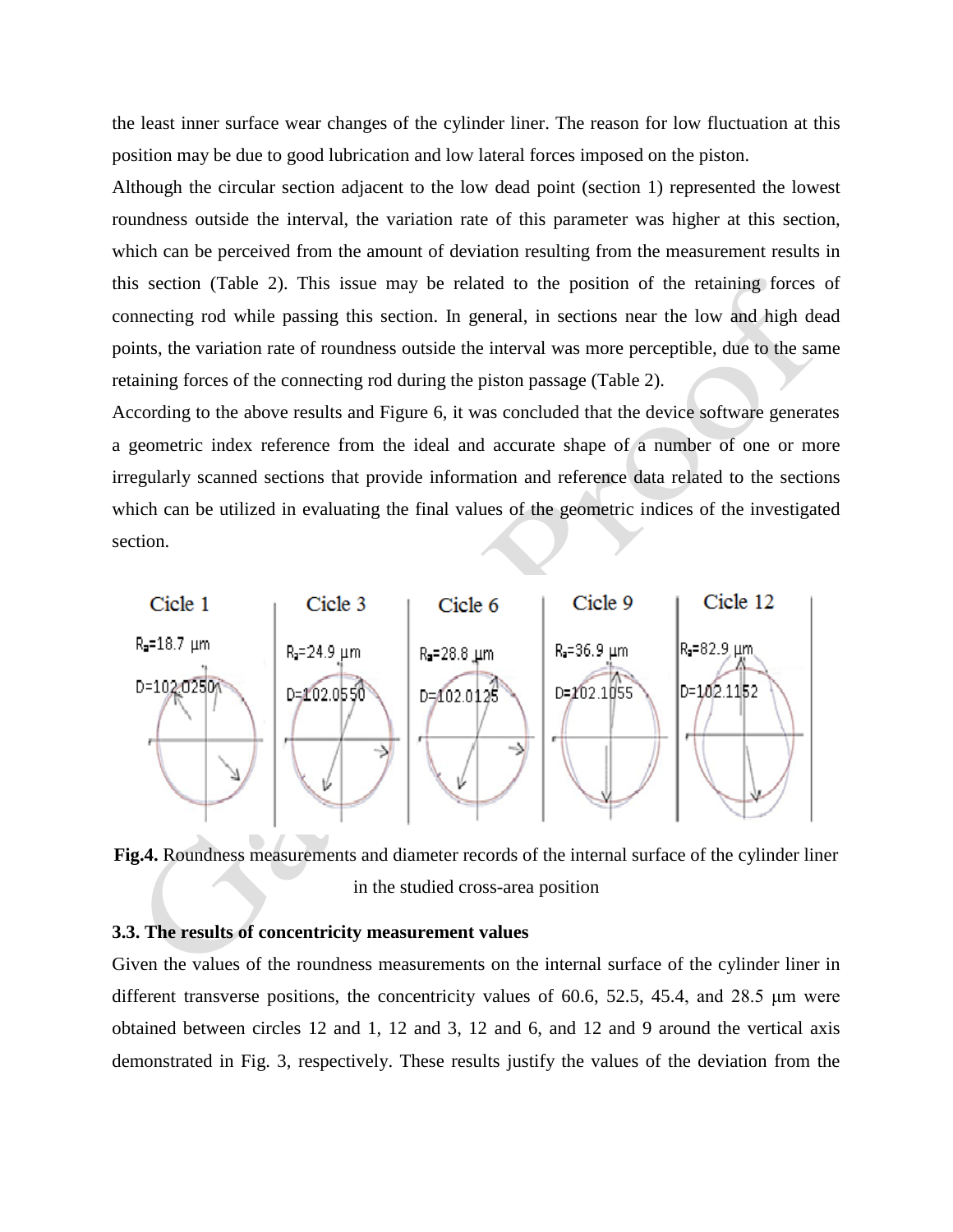the least inner surface wear changes of the cylinder liner. The reason for low fluctuation at this position may be due to good lubrication and low lateral forces imposed on the piston.

Although the circular section adjacent to the low dead point (section 1) represented the lowest roundness outside the interval, the variation rate of this parameter was higher at this section, which can be perceived from the amount of deviation resulting from the measurement results in this section (Table 2). This issue may be related to the position of the retaining forces of connecting rod while passing this section. In general, in sections near the low and high dead points, the variation rate of roundness outside the interval was more perceptible, due to the same retaining forces of the connecting rod during the piston passage (Table 2).

According to the above results and Figure 6, it was concluded that the device software generates a geometric index reference from the ideal and accurate shape of a number of one or more irregularly scanned sections that provide information and reference data related to the sections which can be utilized in evaluating the final values of the geometric indices of the investigated section.

Cicle 1 — $R_a$=18.7 μm, D=102.0250; Cicle 3 — $R_a$=24.9 μm, D=102.0550; Cicle 6 — $R_a$=28.8 μm, D=102.0125; Cicle 9 — $R_a$=36.9 μm, D=102.1055; Cicle 12 — $R_a$=82.9 μm, D=102.1152

**Fig.4.** Roundness measurements and diameter records of the internal surface of the cylinder liner in the studied cross-area position

### 3.3. The results of concentricity measurement values

Given the values of the roundness measurements on the internal surface of the cylinder liner in different transverse positions, the concentricity values of 60.6, 52.5, 45.4, and 28.5 μm were obtained between circles 12 and 1, 12 and 3, 12 and 6, and 12 and 9 around the vertical axis demonstrated in Fig. 3, respectively. These results justify the values of the deviation from the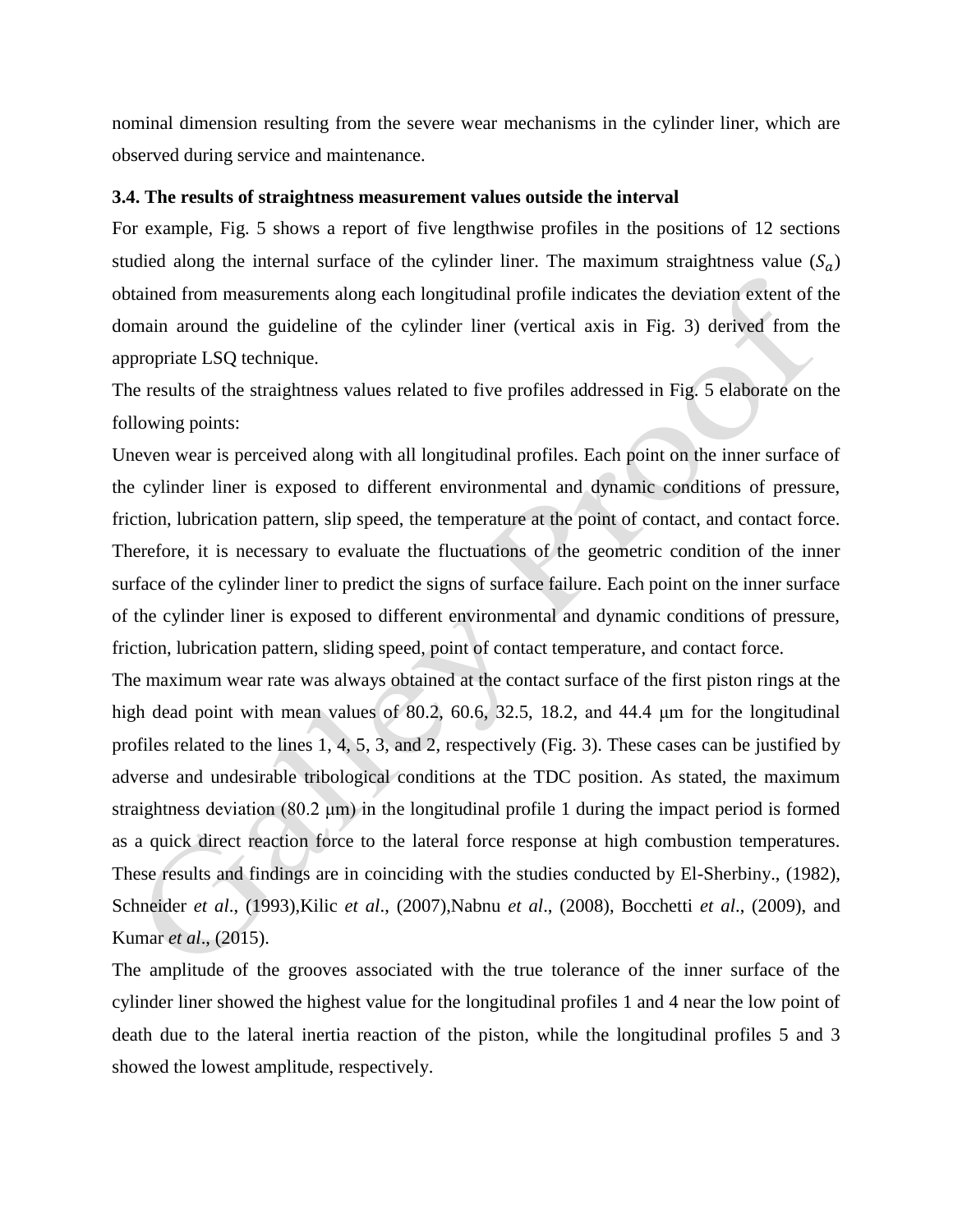nominal dimension resulting from the severe wear mechanisms in the cylinder liner, which are observed during service and maintenance.

### 3.4. The results of straightness measurement values outside the interval

For example, Fig. 5 shows a report of five lengthwise profiles in the positions of 12 sections studied along the internal surface of the cylinder liner. The maximum straightness value ($S_a$) obtained from measurements along each longitudinal profile indicates the deviation extent of the domain around the guideline of the cylinder liner (vertical axis in Fig. 3) derived from the appropriate LSQ technique.

The results of the straightness values related to five profiles addressed in Fig. 5 elaborate on the following points:

Uneven wear is perceived along with all longitudinal profiles. Each point on the inner surface of the cylinder liner is exposed to different environmental and dynamic conditions of pressure, friction, lubrication pattern, slip speed, the temperature at the point of contact, and contact force. Therefore, it is necessary to evaluate the fluctuations of the geometric condition of the inner surface of the cylinder liner to predict the signs of surface failure. Each point on the inner surface of the cylinder liner is exposed to different environmental and dynamic conditions of pressure, friction, lubrication pattern, sliding speed, point of contact temperature, and contact force.

The maximum wear rate was always obtained at the contact surface of the first piston rings at the high dead point with mean values of 80.2, 60.6, 32.5, 18.2, and 44.4 μm for the longitudinal profiles related to the lines 1, 4, 5, 3, and 2, respectively (Fig. 3). These cases can be justified by adverse and undesirable tribological conditions at the TDC position. As stated, the maximum straightness deviation (80.2 μm) in the longitudinal profile 1 during the impact period is formed as a quick direct reaction force to the lateral force response at high combustion temperatures. These results and findings are in coinciding with the studies conducted by El-Sherbiny., (1982), Schneider *et al*., (1993),Kilic *et al*., (2007),Nabnu *et al*., (2008), Bocchetti *et al*., (2009), and Kumar *et al*., (2015).

The amplitude of the grooves associated with the true tolerance of the inner surface of the cylinder liner showed the highest value for the longitudinal profiles 1 and 4 near the low point of death due to the lateral inertia reaction of the piston, while the longitudinal profiles 5 and 3 showed the lowest amplitude, respectively.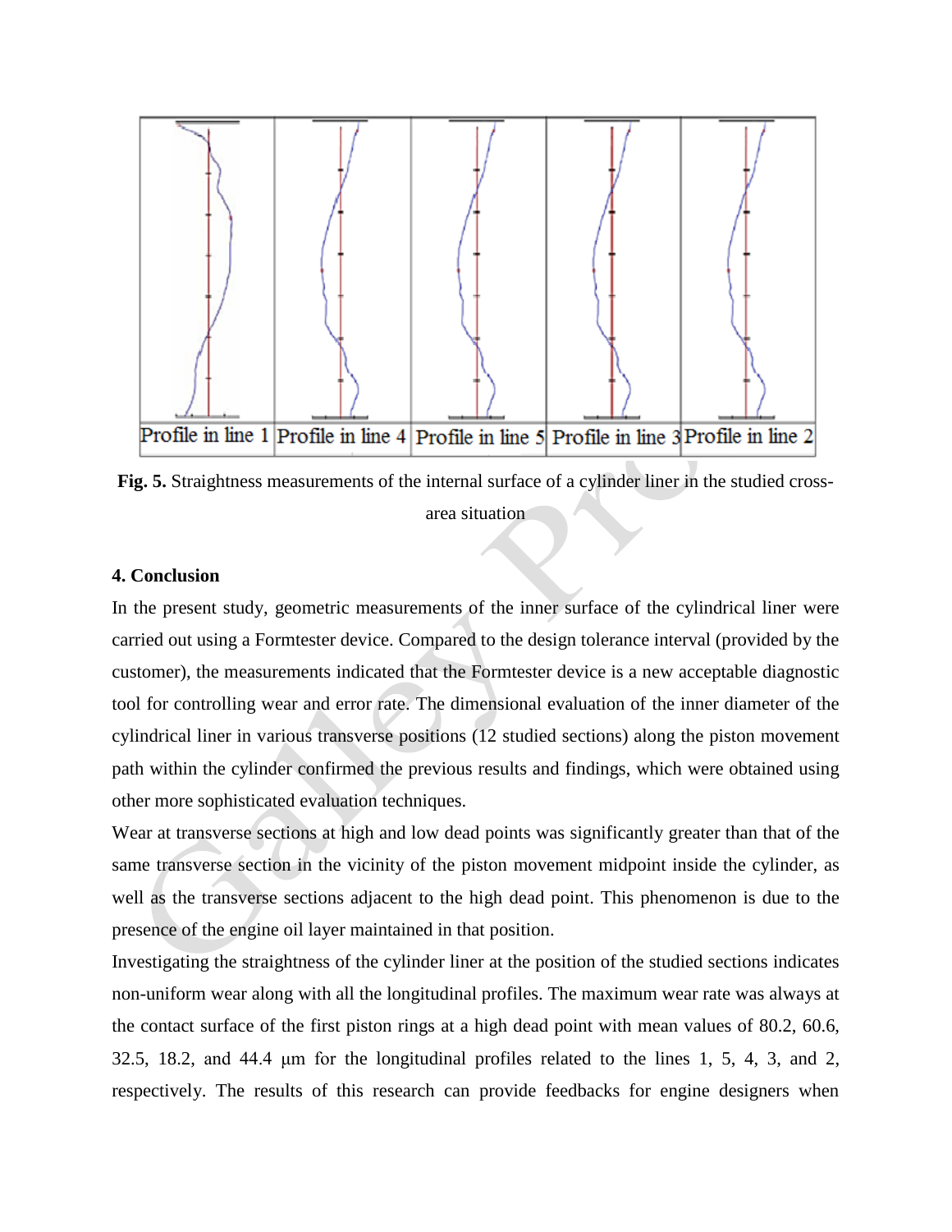| Profile in line 1 | Profile in line 4 | Profile in line 5 | Profile in line 3 | Profile in line 2 |
| --- | --- | --- | --- | --- |

**Fig. 5.** Straightness measurements of the internal surface of a cylinder liner in the studied cross-area situation

### 4. Conclusion

In the present study, geometric measurements of the inner surface of the cylindrical liner were carried out using a Formtester device. Compared to the design tolerance interval (provided by the customer), the measurements indicated that the Formtester device is a new acceptable diagnostic tool for controlling wear and error rate. The dimensional evaluation of the inner diameter of the cylindrical liner in various transverse positions (12 studied sections) along the piston movement path within the cylinder confirmed the previous results and findings, which were obtained using other more sophisticated evaluation techniques.

Wear at transverse sections at high and low dead points was significantly greater than that of the same transverse section in the vicinity of the piston movement midpoint inside the cylinder, as well as the transverse sections adjacent to the high dead point. This phenomenon is due to the presence of the engine oil layer maintained in that position.

Investigating the straightness of the cylinder liner at the position of the studied sections indicates non-uniform wear along with all the longitudinal profiles. The maximum wear rate was always at the contact surface of the first piston rings at a high dead point with mean values of 80.2, 60.6, 32.5, 18.2, and 44.4 μm for the longitudinal profiles related to the lines 1, 5, 4, 3, and 2, respectively. The results of this research can provide feedbacks for engine designers when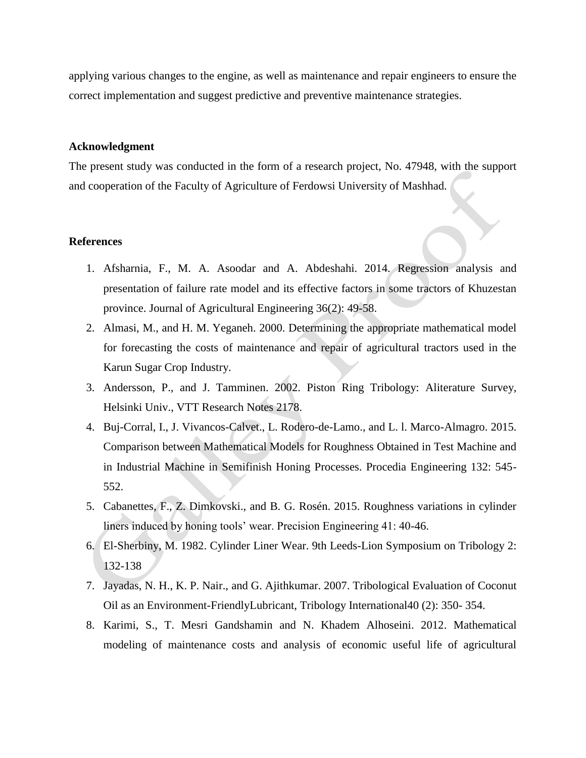applying various changes to the engine, as well as maintenance and repair engineers to ensure the correct implementation and suggest predictive and preventive maintenance strategies.

## Acknowledgment

The present study was conducted in the form of a research project, No. 47948, with the support and cooperation of the Faculty of Agriculture of Ferdowsi University of Mashhad.

## References

1. Afsharnia, F., M. A. Asoodar and A. Abdeshahi. 2014. Regression analysis and presentation of failure rate model and its effective factors in some tractors of Khuzestan province. Journal of Agricultural Engineering 36(2): 49-58.
2. Almasi, M., and H. M. Yeganeh. 2000. Determining the appropriate mathematical model for forecasting the costs of maintenance and repair of agricultural tractors used in the Karun Sugar Crop Industry.
3. Andersson, P., and J. Tamminen. 2002. Piston Ring Tribology: Aliterature Survey, Helsinki Univ., VTT Research Notes 2178.
4. Buj-Corral, I., J. Vivancos-Calvet., L. Rodero-de-Lamo., and L. l. Marco-Almagro. 2015. Comparison between Mathematical Models for Roughness Obtained in Test Machine and in Industrial Machine in Semifinish Honing Processes. Procedia Engineering 132: 545-552.
5. Cabanettes, F., Z. Dimkovski., and B. G. Rosén. 2015. Roughness variations in cylinder liners induced by honing tools' wear. Precision Engineering 41: 40-46.
6. El-Sherbiny, M. 1982. Cylinder Liner Wear. 9th Leeds-Lion Symposium on Tribology 2: 132-138
7. Jayadas, N. H., K. P. Nair., and G. Ajithkumar. 2007. Tribological Evaluation of Coconut Oil as an Environment-FriendlyLubricant, Tribology International40 (2): 350- 354.
8. Karimi, S., T. Mesri Gandshamin and N. Khadem Alhoseini. 2012. Mathematical modeling of maintenance costs and analysis of economic useful life of agricultural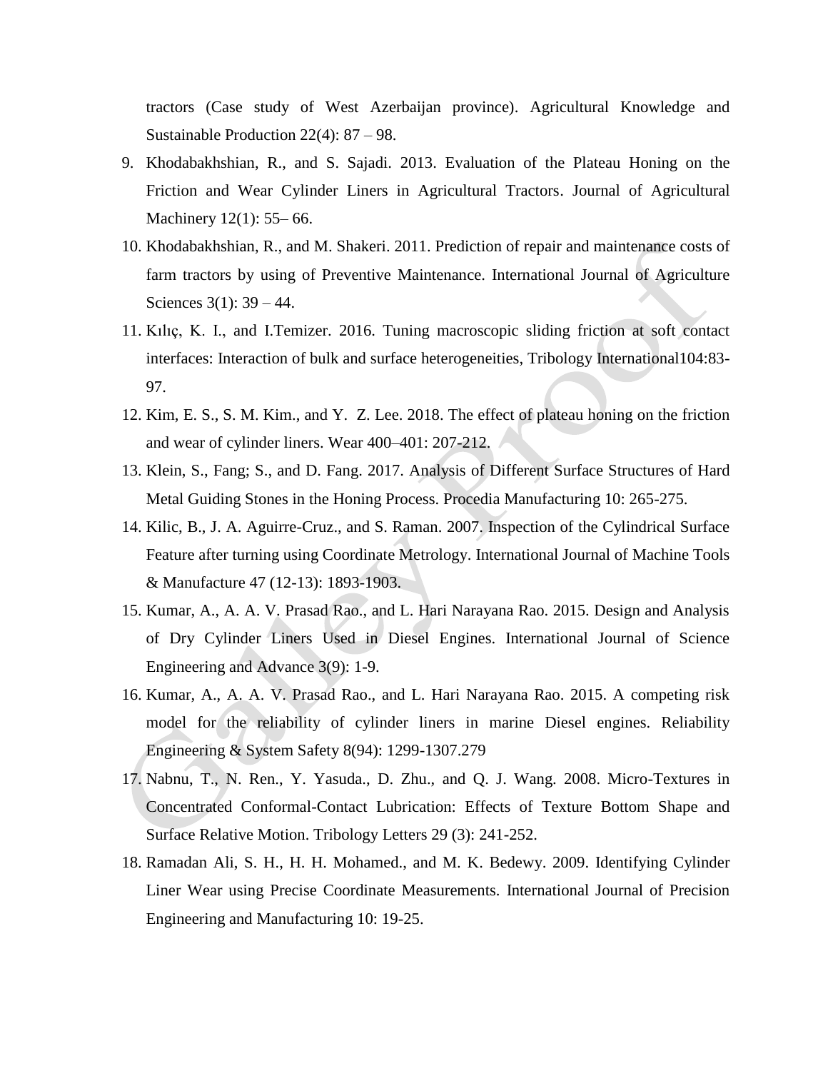tractors (Case study of West Azerbaijan province). Agricultural Knowledge and Sustainable Production 22(4): 87 – 98.

9. Khodabakhshian, R., and S. Sajadi. 2013. Evaluation of the Plateau Honing on the Friction and Wear Cylinder Liners in Agricultural Tractors. Journal of Agricultural Machinery 12(1): 55– 66.
10. Khodabakhshian, R., and M. Shakeri. 2011. Prediction of repair and maintenance costs of farm tractors by using of Preventive Maintenance. International Journal of Agriculture Sciences 3(1): 39 – 44.
11. Kılıç, K. I., and I.Temizer. 2016. Tuning macroscopic sliding friction at soft contact interfaces: Interaction of bulk and surface heterogeneities, Tribology International104:83-97.
12. Kim, E. S., S. M. Kim., and Y. Z. Lee. 2018. The effect of plateau honing on the friction and wear of cylinder liners. Wear 400–401: 207-212.
13. Klein, S., Fang; S., and D. Fang. 2017. Analysis of Different Surface Structures of Hard Metal Guiding Stones in the Honing Process. Procedia Manufacturing 10: 265-275.
14. Kilic, B., J. A. Aguirre-Cruz., and S. Raman. 2007. Inspection of the Cylindrical Surface Feature after turning using Coordinate Metrology. International Journal of Machine Tools & Manufacture 47 (12-13): 1893-1903.
15. Kumar, A., A. A. V. Prasad Rao., and L. Hari Narayana Rao. 2015. Design and Analysis of Dry Cylinder Liners Used in Diesel Engines. International Journal of Science Engineering and Advance 3(9): 1-9.
16. Kumar, A., A. A. V. Prasad Rao., and L. Hari Narayana Rao. 2015. A competing risk model for the reliability of cylinder liners in marine Diesel engines. Reliability Engineering & System Safety 8(94): 1299-1307.279
17. Nabnu, T., N. Ren., Y. Yasuda., D. Zhu., and Q. J. Wang. 2008. Micro-Textures in Concentrated Conformal-Contact Lubrication: Effects of Texture Bottom Shape and Surface Relative Motion. Tribology Letters 29 (3): 241-252.
18. Ramadan Ali, S. H., H. H. Mohamed., and M. K. Bedewy. 2009. Identifying Cylinder Liner Wear using Precise Coordinate Measurements. International Journal of Precision Engineering and Manufacturing 10: 19-25.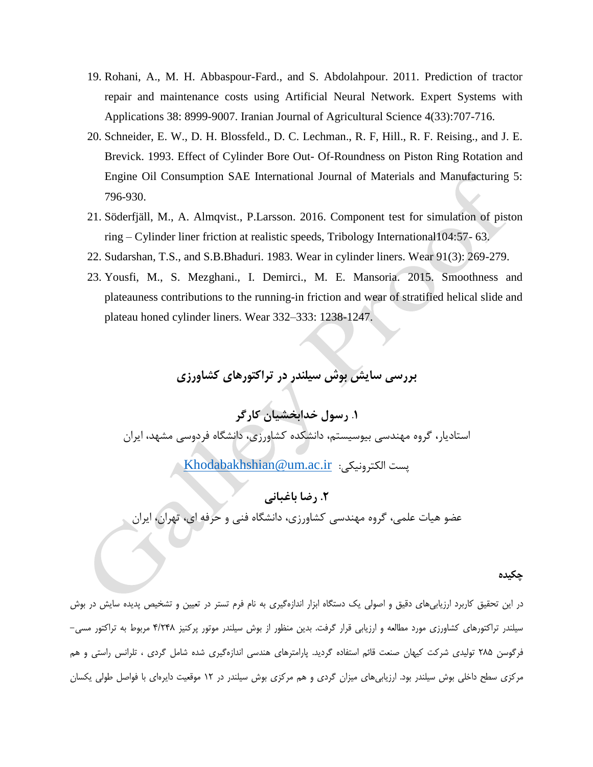19. Rohani, A., M. H. Abbaspour-Fard., and S. Abdolahpour. 2011. Prediction of tractor repair and maintenance costs using Artificial Neural Network. Expert Systems with Applications 38: 8999-9007. Iranian Journal of Agricultural Science 4(33):707-716.
20. Schneider, E. W., D. H. Blossfeld., D. C. Lechman., R. F, Hill., R. F. Reising., and J. E. Brevick. 1993. Effect of Cylinder Bore Out- Of-Roundness on Piston Ring Rotation and Engine Oil Consumption SAE International Journal of Materials and Manufacturing 5: 796-930.
21. Söderfjäll, M., A. Almqvist., P.Larsson. 2016. Component test for simulation of piston ring – Cylinder liner friction at realistic speeds, Tribology International104:57- 63.
22. Sudarshan, T.S., and S.B.Bhaduri. 1983. Wear in cylinder liners. Wear 91(3): 269-279.
23. Yousfi, M., S. Mezghani., I. Demirci., M. E. Mansoria. 2015. Smoothness and plateauness contributions to the running-in friction and wear of stratified helical slide and plateau honed cylinder liners. Wear 332–333: 1238-1247.

# بررسی سایش بوش سیلندر در تراکتورهای کشاورزی

**۱. رسول خدابخشیان کارگر**

استادیار، گروه مهندسی بیوسیستم، دانشکده کشاورزی، دانشگاه فردوسی مشهد، ایران

پست الکترونیکی: Khodabakhshian@um.ac.ir

**۲. رضا باغبانی**

عضو هیات علمی، گروه مهندسی کشاورزی، دانشگاه فنی و حرفه ای، تهران، ایران

**چکیده**

در این تحقیق کاربرد ارزیابی‌های دقیق و اصولی یک دستگاه ابزار اندازه‌گیری به نام فرم تستر در تعیین و تشخیص پدیده سایش در بوش سیلندر تراکتورهای کشاورزی مورد مطالعه و ارزیابی قرار گرفت. بدین منظور از بوش سیلندر موتور پرکینز ۴/۲۴۸ مربوط به تراکتور مسی-فرگوسن ۲۸۵ تولیدی شرکت کیهان صنعت قائم استفاده گردید. پارامترهای هندسی اندازه‌گیری شده شامل گردی ، تلرانس راستی و هم مرکزی سطح داخلی بوش سیلندر بود. ارزیابی‌های میزان گردی و هم مرکزی بوش سیلندر در ۱۲ موقعیت دایره‌ای با فواصل طولی یکسان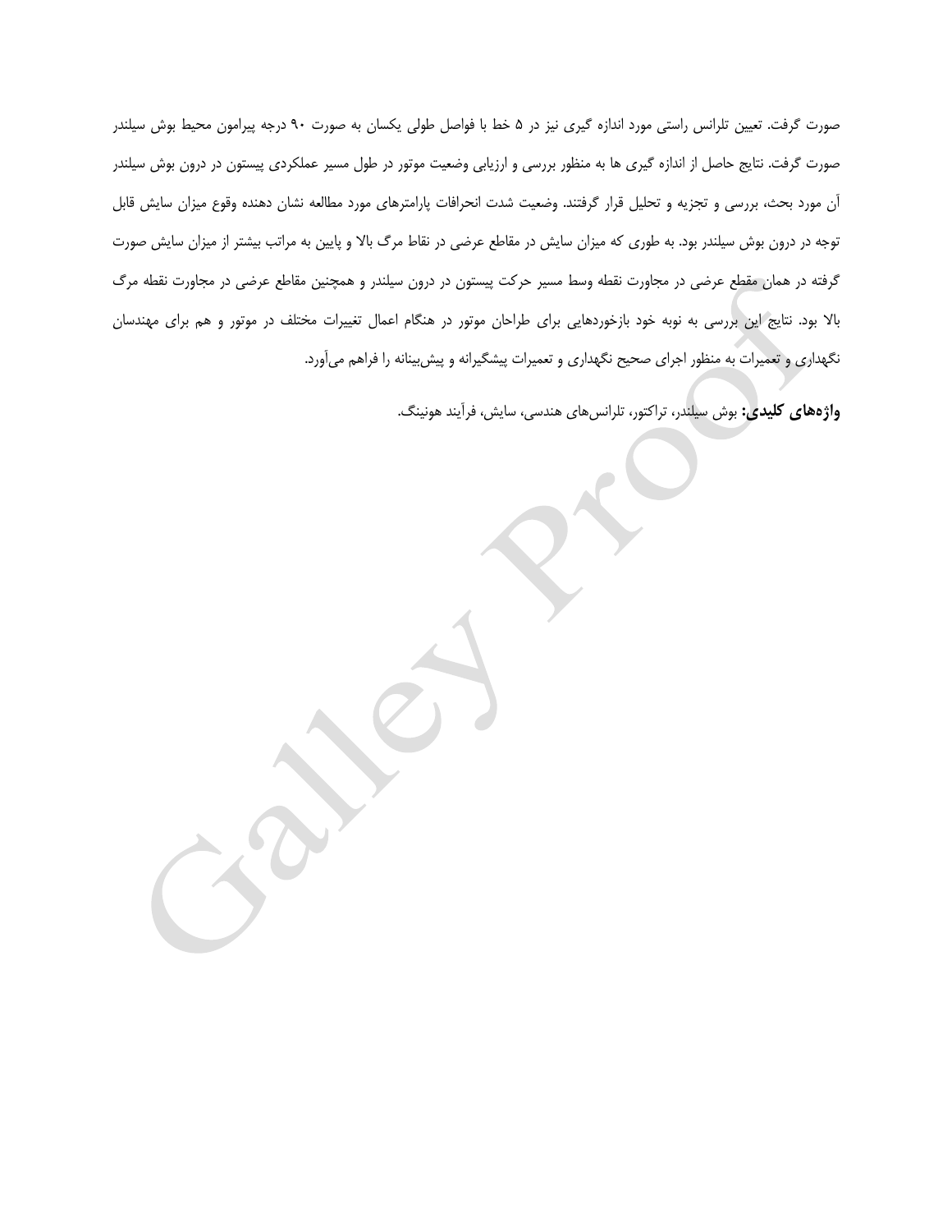صورت گرفت. تعیین تلرانس راستی مورد اندازه گیری نیز در ۵ خط با فواصل طولی یکسان به صورت ۹۰ درجه پیرامون محیط بوش سیلندر صورت گرفت. نتایج حاصل از اندازه گیری ها به منظور بررسی و ارزیابی وضعیت موتور در طول مسیر عملکردی پیستون در درون بوش سیلندر آن مورد بحث، بررسی و تجزیه و تحلیل قرار گرفتند. وضعیت شدت انحرافات پارامترهای مورد مطالعه نشان دهنده وقوع میزان سایش قابل توجه در درون بوش سیلندر بود. به طوری که میزان سایش در مقاطع عرضی در نقاط مرگ بالا و پایین به مراتب بیشتر از میزان سایش صورت گرفته در همان مقطع عرضی در مجاورت نقطه وسط مسیر حرکت پیستون در درون سیلندر و همچنین مقاطع عرضی در مجاورت نقطه مرگ بالا بود. نتایج این بررسی به نوبه خود بازخوردهایی برای طراحان موتور در هنگام اعمال تغییرات مختلف در موتور و هم برای مهندسان نگهداری و تعمیرات به منظور اجرای صحیح نگهداری و تعمیرات پیشگیرانه و پیش‌بینانه را فراهم می‌آورد.

**واژه‌های کلیدی:** بوش سیلندر، تراکتور، تلرانس‌های هندسی، سایش، فرآیند هونینگ.